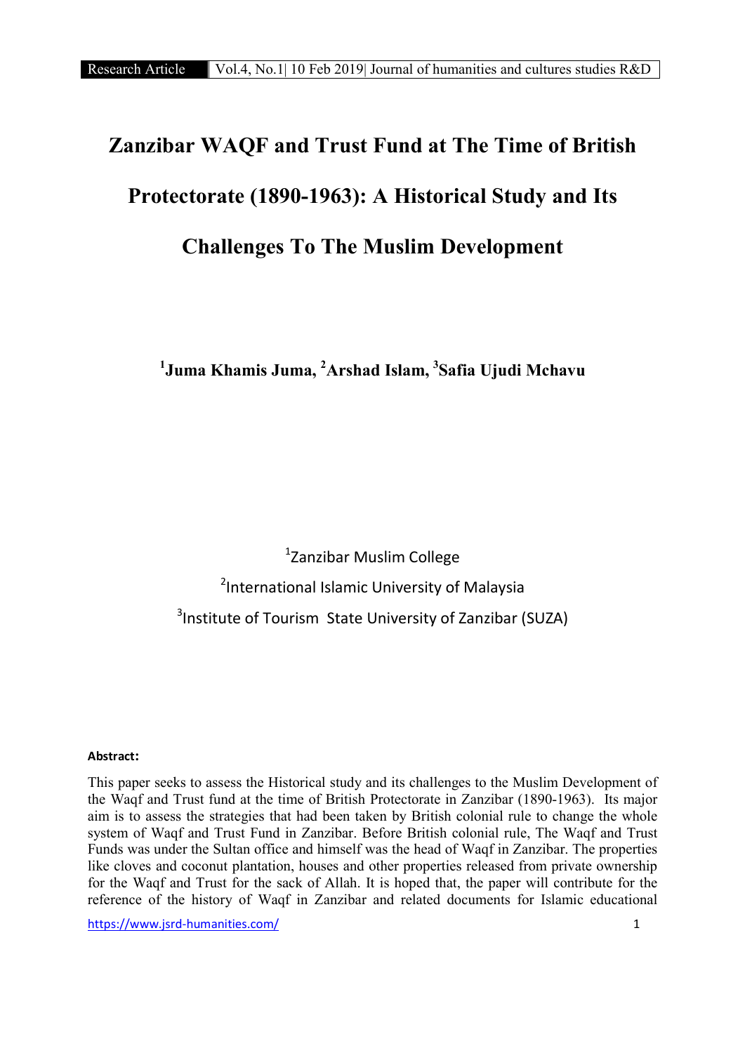# Zanzibar WAQF and Trust Fund at The Time of British Protectorate (1890-1963): A Historical Study and Its Challenges To The Muslim Development

**[1]Juma Khamis Juma, [2]Arshad Islam, [3]Safia Ujudi Mchavu**

[1]Zanzibar Muslim College

[2]International Islamic University of Malaysia

[3]Institute of Tourism State University of Zanzibar (SUZA)

**Abstract:**

This paper seeks to assess the Historical study and its challenges to the Muslim Development of the Waqf and Trust fund at the time of British Protectorate in Zanzibar (1890-1963). Its major aim is to assess the strategies that had been taken by British colonial rule to change the whole system of Waqf and Trust Fund in Zanzibar. Before British colonial rule, The Waqf and Trust Funds was under the Sultan office and himself was the head of Waqf in Zanzibar. The properties like cloves and coconut plantation, houses and other properties released from private ownership for the Waqf and Trust for the sack of Allah. It is hoped that, the paper will contribute for the reference of the history of Waqf in Zanzibar and related documents for Islamic educational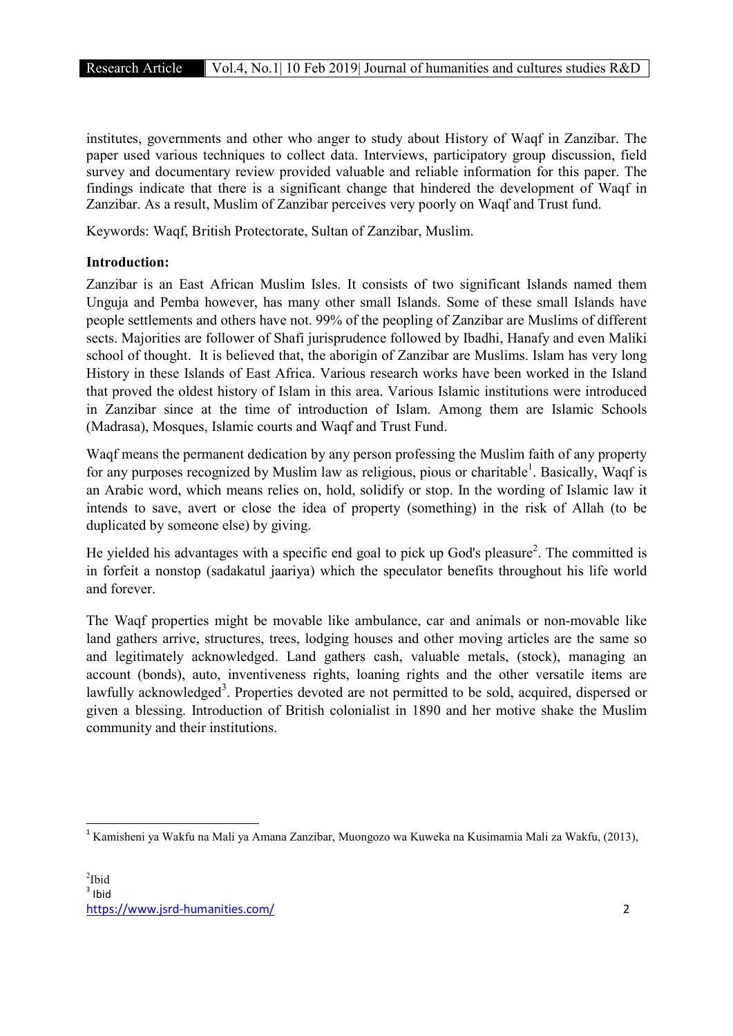institutes, governments and other who anger to study about History of Waqf in Zanzibar. The paper used various techniques to collect data. Interviews, participatory group discussion, field survey and documentary review provided valuable and reliable information for this paper. The findings indicate that there is a significant change that hindered the development of Waqf in Zanzibar. As a result, Muslim of Zanzibar perceives very poorly on Waqf and Trust fund.

Keywords: Waqf, British Protectorate, Sultan of Zanzibar, Muslim.

**Introduction:**

Zanzibar is an East African Muslim Isles. It consists of two significant Islands named them Unguja and Pemba however, has many other small Islands. Some of these small Islands have people settlements and others have not. 99% of the peopling of Zanzibar are Muslims of different sects. Majorities are follower of Shafi jurisprudence followed by Ibadhi, Hanafy and even Maliki school of thought. It is believed that, the aborigin of Zanzibar are Muslims. Islam has very long History in these Islands of East Africa. Various research works have been worked in the Island that proved the oldest history of Islam in this area. Various Islamic institutions were introduced in Zanzibar since at the time of introduction of Islam. Among them are Islamic Schools (Madrasa), Mosques, Islamic courts and Waqf and Trust Fund.

Waqf means the permanent dedication by any person professing the Muslim faith of any property for any purposes recognized by Muslim law as religious, pious or charitable[1]. Basically, Waqf is an Arabic word, which means relies on, hold, solidify or stop. In the wording of Islamic law it intends to save, avert or close the idea of property (something) in the risk of Allah (to be duplicated by someone else) by giving.

He yielded his advantages with a specific end goal to pick up God's pleasure[2]. The committed is in forfeit a nonstop (sadakatul jaariya) which the speculator benefits throughout his life world and forever.

The Waqf properties might be movable like ambulance, car and animals or non-movable like land gathers arrive, structures, trees, lodging houses and other moving articles are the same so and legitimately acknowledged. Land gathers cash, valuable metals, (stock), managing an account (bonds), auto, inventiveness rights, loaning rights and the other versatile items are lawfully acknowledged[3]. Properties devoted are not permitted to be sold, acquired, dispersed or given a blessing. Introduction of British colonialist in 1890 and her motive shake the Muslim community and their institutions.

---

[1] Kamisheni ya Wakfu na Mali ya Amana Zanzibar, Muongozo wa Kuweka na Kusimamia Mali za Wakfu, (2013),

[2] Ibid

[3] Ibid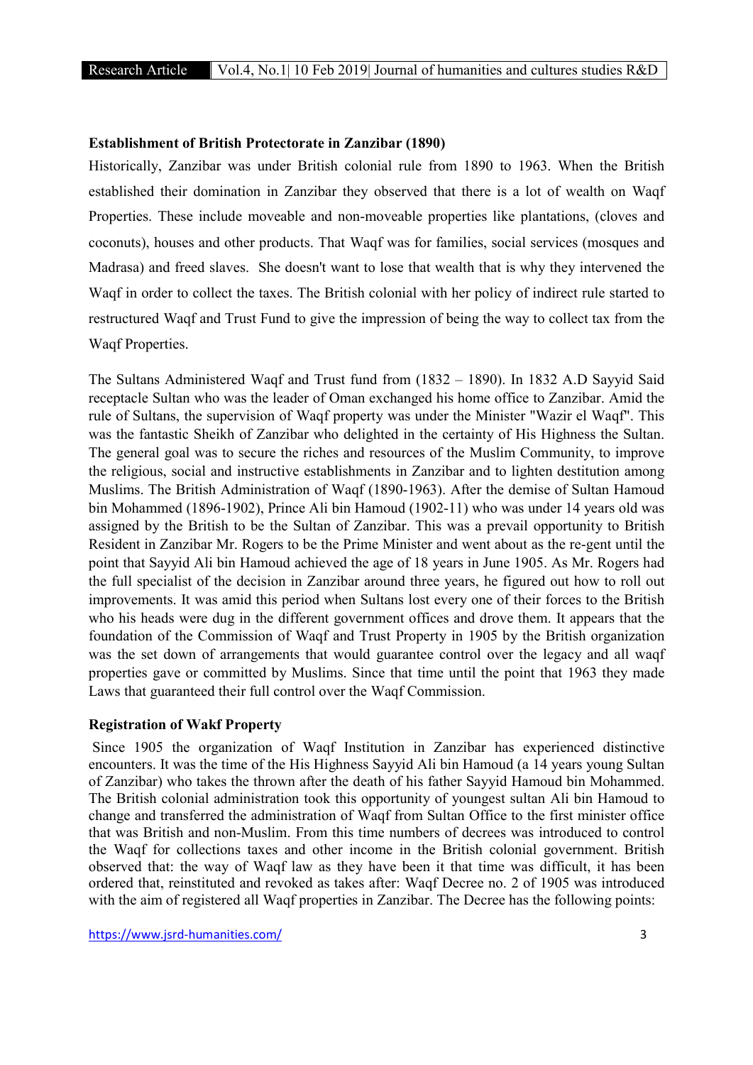**Establishment of British Protectorate in Zanzibar (1890)**

Historically, Zanzibar was under British colonial rule from 1890 to 1963. When the British established their domination in Zanzibar they observed that there is a lot of wealth on Waqf Properties. These include moveable and non-moveable properties like plantations, (cloves and coconuts), houses and other products. That Waqf was for families, social services (mosques and Madrasa) and freed slaves. She doesn't want to lose that wealth that is why they intervened the Waqf in order to collect the taxes. The British colonial with her policy of indirect rule started to restructured Waqf and Trust Fund to give the impression of being the way to collect tax from the Waqf Properties.

The Sultans Administered Waqf and Trust fund from (1832 – 1890). In 1832 A.D Sayyid Said receptacle Sultan who was the leader of Oman exchanged his home office to Zanzibar. Amid the rule of Sultans, the supervision of Waqf property was under the Minister "Wazir el Waqf". This was the fantastic Sheikh of Zanzibar who delighted in the certainty of His Highness the Sultan. The general goal was to secure the riches and resources of the Muslim Community, to improve the religious, social and instructive establishments in Zanzibar and to lighten destitution among Muslims. The British Administration of Waqf (1890-1963). After the demise of Sultan Hamoud bin Mohammed (1896-1902), Prince Ali bin Hamoud (1902-11) who was under 14 years old was assigned by the British to be the Sultan of Zanzibar. This was a prevail opportunity to British Resident in Zanzibar Mr. Rogers to be the Prime Minister and went about as the re-gent until the point that Sayyid Ali bin Hamoud achieved the age of 18 years in June 1905. As Mr. Rogers had the full specialist of the decision in Zanzibar around three years, he figured out how to roll out improvements. It was amid this period when Sultans lost every one of their forces to the British who his heads were dug in the different government offices and drove them. It appears that the foundation of the Commission of Waqf and Trust Property in 1905 by the British organization was the set down of arrangements that would guarantee control over the legacy and all waqf properties gave or committed by Muslims. Since that time until the point that 1963 they made Laws that guaranteed their full control over the Waqf Commission.

**Registration of Wakf Property**

Since 1905 the organization of Waqf Institution in Zanzibar has experienced distinctive encounters. It was the time of the His Highness Sayyid Ali bin Hamoud (a 14 years young Sultan of Zanzibar) who takes the thrown after the death of his father Sayyid Hamoud bin Mohammed. The British colonial administration took this opportunity of youngest sultan Ali bin Hamoud to change and transferred the administration of Waqf from Sultan Office to the first minister office that was British and non-Muslim. From this time numbers of decrees was introduced to control the Waqf for collections taxes and other income in the British colonial government. British observed that: the way of Waqf law as they have been it that time was difficult, it has been ordered that, reinstituted and revoked as takes after: Waqf Decree no. 2 of 1905 was introduced with the aim of registered all Waqf properties in Zanzibar. The Decree has the following points: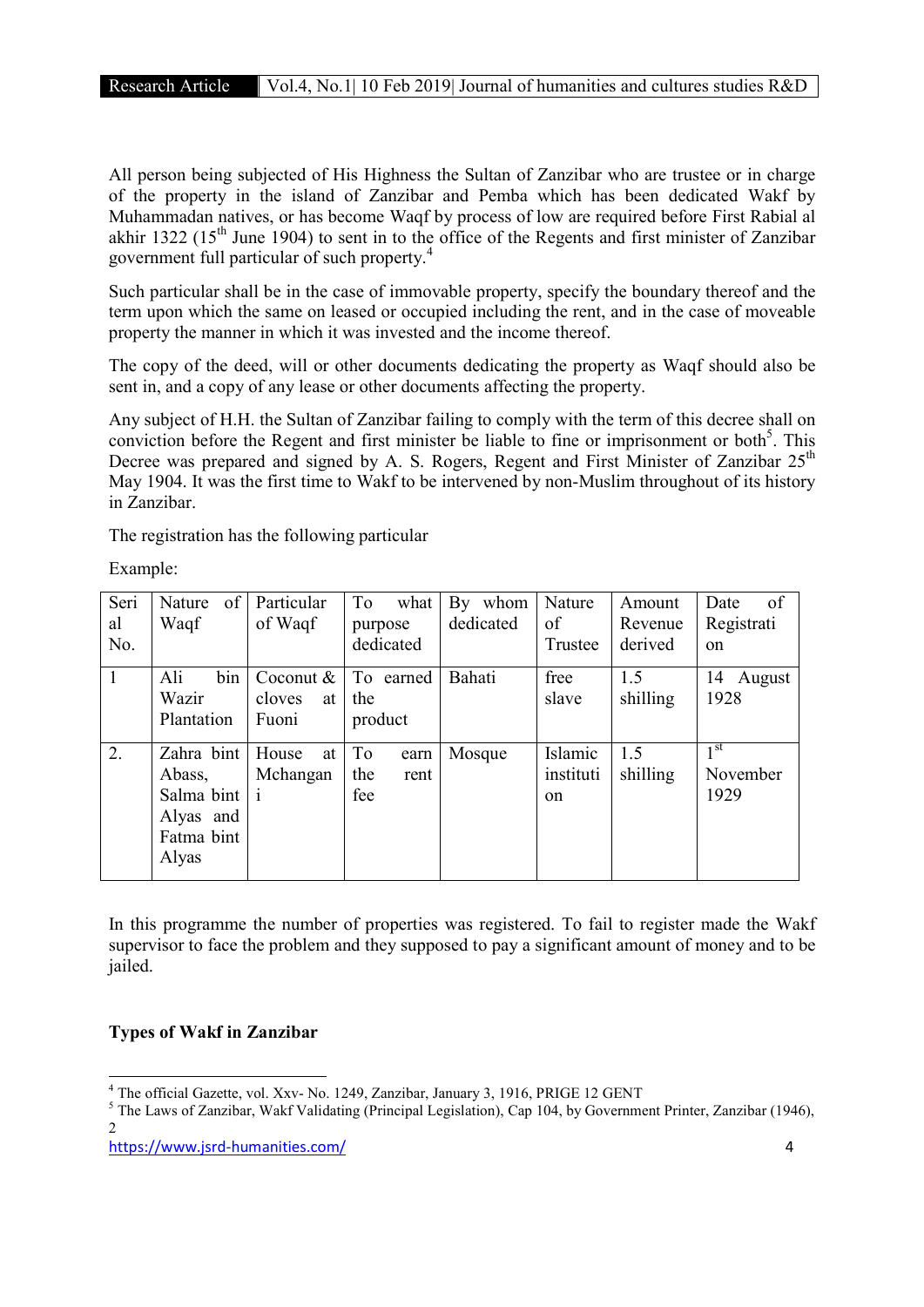All person being subjected of His Highness the Sultan of Zanzibar who are trustee or in charge of the property in the island of Zanzibar and Pemba which has been dedicated Wakf by Muhammadan natives, or has become Waqf by process of low are required before First Rabial al akhir 1322 (15th June 1904) to sent in to the office of the Regents and first minister of Zanzibar government full particular of such property.[4]

Such particular shall be in the case of immovable property, specify the boundary thereof and the term upon which the same on leased or occupied including the rent, and in the case of moveable property the manner in which it was invested and the income thereof.

The copy of the deed, will or other documents dedicating the property as Waqf should also be sent in, and a copy of any lease or other documents affecting the property.

Any subject of H.H. the Sultan of Zanzibar failing to comply with the term of this decree shall on conviction before the Regent and first minister be liable to fine or imprisonment or both[5]. This Decree was prepared and signed by A. S. Rogers, Regent and First Minister of Zanzibar 25th May 1904. It was the first time to Wakf to be intervened by non-Muslim throughout of its history in Zanzibar.

The registration has the following particular

Example:

| Serial No. | Nature of Waqf | Particular of Waqf | To what purpose dedicated | By whom dedicated | Nature of Trustee | Amount Revenue derived | Date of Registration |
|---|---|---|---|---|---|---|---|
| 1 | Ali bin Wazir Plantation | Coconut & cloves at Fuoni | To earned the product | Bahati | free slave | 1.5 shilling | 14 August 1928 |
| 2. | Zahra bint Abass, Salma bint Alyas and Fatma bint Alyas | House at Mchangani | To earn the rent fee | Mosque | Islamic institution | 1.5 shilling | 1st November 1929 |

In this programme the number of properties was registered. To fail to register made the Wakf supervisor to face the problem and they supposed to pay a significant amount of money and to be jailed.

### Types of Wakf in Zanzibar

---

[4] The official Gazette, vol. Xxv- No. 1249, Zanzibar, January 3, 1916, PRIGE 12 GENT

[5] The Laws of Zanzibar, Wakf Validating (Principal Legislation), Cap 104, by Government Printer, Zanzibar (1946), 2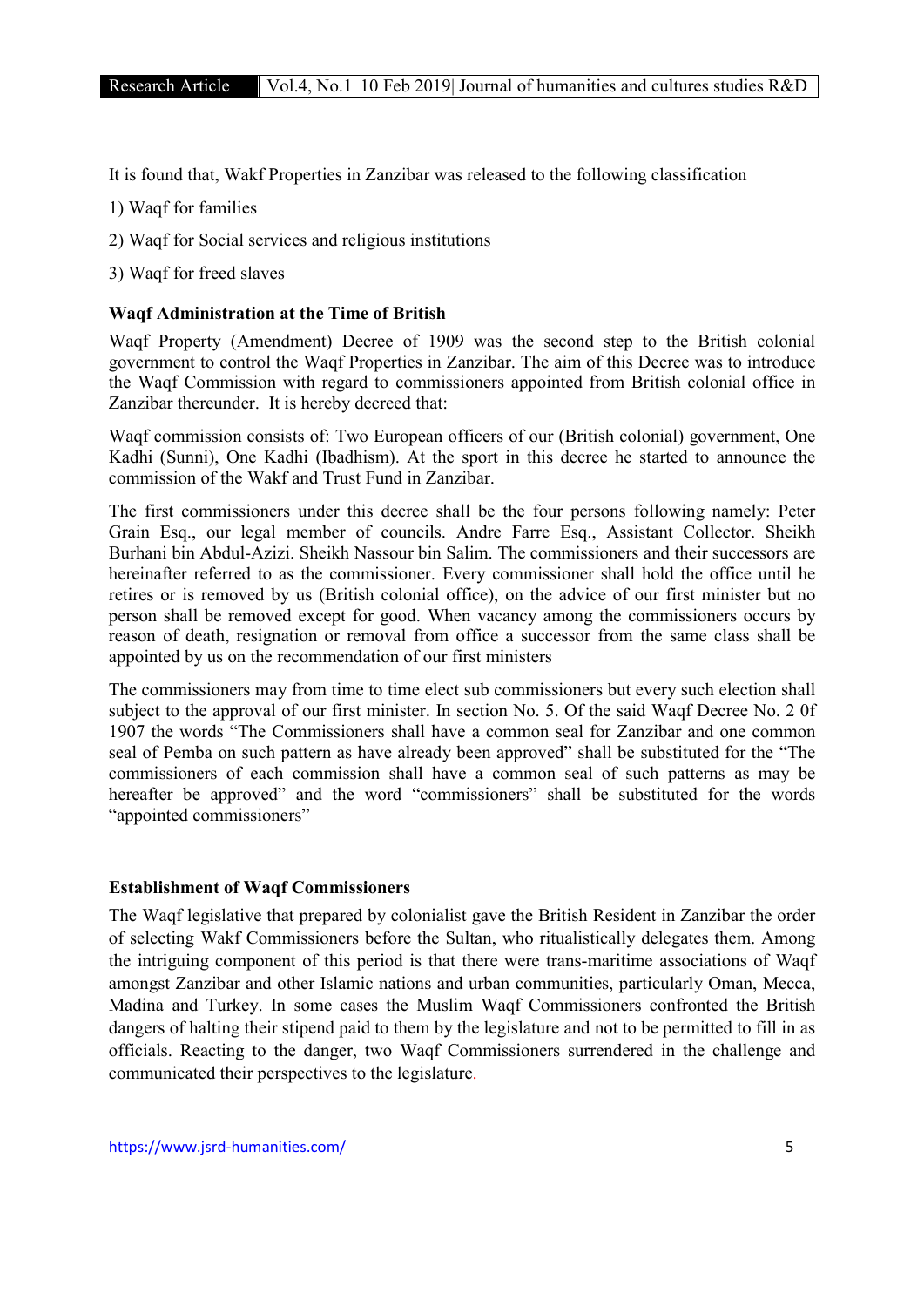It is found that, Wakf Properties in Zanzibar was released to the following classification

1) Waqf for families
2) Waqf for Social services and religious institutions
3) Waqf for freed slaves

**Waqf Administration at the Time of British**

Waqf Property (Amendment) Decree of 1909 was the second step to the British colonial government to control the Waqf Properties in Zanzibar. The aim of this Decree was to introduce the Waqf Commission with regard to commissioners appointed from British colonial office in Zanzibar thereunder. It is hereby decreed that:

Waqf commission consists of: Two European officers of our (British colonial) government, One Kadhi (Sunni), One Kadhi (Ibadhism). At the sport in this decree he started to announce the commission of the Wakf and Trust Fund in Zanzibar.

The first commissioners under this decree shall be the four persons following namely: Peter Grain Esq., our legal member of councils. Andre Farre Esq., Assistant Collector. Sheikh Burhani bin Abdul-Azizi. Sheikh Nassour bin Salim. The commissioners and their successors are hereinafter referred to as the commissioner. Every commissioner shall hold the office until he retires or is removed by us (British colonial office), on the advice of our first minister but no person shall be removed except for good. When vacancy among the commissioners occurs by reason of death, resignation or removal from office a successor from the same class shall be appointed by us on the recommendation of our first ministers

The commissioners may from time to time elect sub commissioners but every such election shall subject to the approval of our first minister. In section No. 5. Of the said Waqf Decree No. 2 0f 1907 the words "The Commissioners shall have a common seal for Zanzibar and one common seal of Pemba on such pattern as have already been approved" shall be substituted for the "The commissioners of each commission shall have a common seal of such patterns as may be hereafter be approved" and the word "commissioners" shall be substituted for the words "appointed commissioners"

**Establishment of Waqf Commissioners**

The Waqf legislative that prepared by colonialist gave the British Resident in Zanzibar the order of selecting Wakf Commissioners before the Sultan, who ritualistically delegates them. Among the intriguing component of this period is that there were trans-maritime associations of Waqf amongst Zanzibar and other Islamic nations and urban communities, particularly Oman, Mecca, Madina and Turkey. In some cases the Muslim Waqf Commissioners confronted the British dangers of halting their stipend paid to them by the legislature and not to be permitted to fill in as officials. Reacting to the danger, two Waqf Commissioners surrendered in the challenge and communicated their perspectives to the legislature.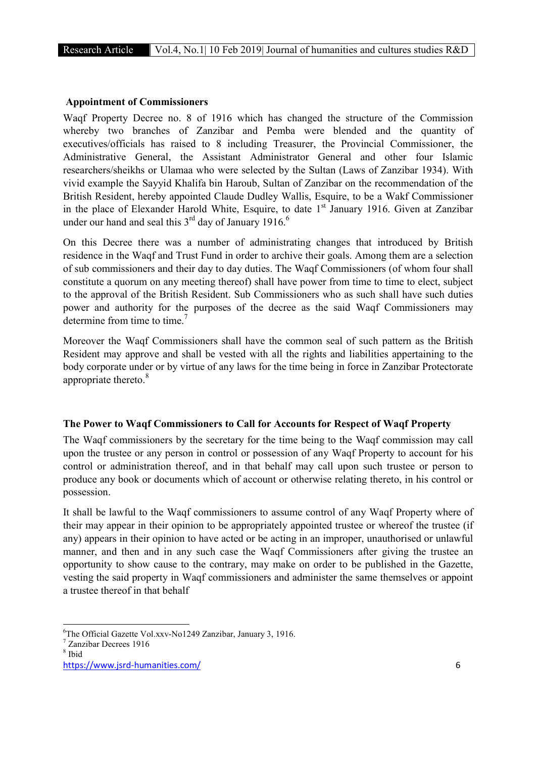### Appointment of Commissioners

Waqf Property Decree no. 8 of 1916 which has changed the structure of the Commission whereby two branches of Zanzibar and Pemba were blended and the quantity of executives/officials has raised to 8 including Treasurer, the Provincial Commissioner, the Administrative General, the Assistant Administrator General and other four Islamic researchers/sheikhs or Ulamaa who were selected by the Sultan (Laws of Zanzibar 1934). With vivid example the Sayyid Khalifa bin Haroub, Sultan of Zanzibar on the recommendation of the British Resident, hereby appointed Claude Dudley Wallis, Esquire, to be a Wakf Commissioner in the place of Elexander Harold White, Esquire, to date 1st January 1916. Given at Zanzibar under our hand and seal this 3rd day of January 1916.[6]

On this Decree there was a number of administrating changes that introduced by British residence in the Waqf and Trust Fund in order to archive their goals. Among them are a selection of sub commissioners and their day to day duties. The Waqf Commissioners (of whom four shall constitute a quorum on any meeting thereof) shall have power from time to time to elect, subject to the approval of the British Resident. Sub Commissioners who as such shall have such duties power and authority for the purposes of the decree as the said Waqf Commissioners may determine from time to time.[7]

Moreover the Waqf Commissioners shall have the common seal of such pattern as the British Resident may approve and shall be vested with all the rights and liabilities appertaining to the body corporate under or by virtue of any laws for the time being in force in Zanzibar Protectorate appropriate thereto.[8]

### The Power to Waqf Commissioners to Call for Accounts for Respect of Waqf Property

The Waqf commissioners by the secretary for the time being to the Waqf commission may call upon the trustee or any person in control or possession of any Waqf Property to account for his control or administration thereof, and in that behalf may call upon such trustee or person to produce any book or documents which of account or otherwise relating thereto, in his control or possession.

It shall be lawful to the Waqf commissioners to assume control of any Waqf Property where of their may appear in their opinion to be appropriately appointed trustee or whereof the trustee (if any) appears in their opinion to have acted or be acting in an improper, unauthorised or unlawful manner, and then and in any such case the Waqf Commissioners after giving the trustee an opportunity to show cause to the contrary, may make on order to be published in the Gazette, vesting the said property in Waqf commissioners and administer the same themselves or appoint a trustee thereof in that behalf

---

[6] The Official Gazette Vol.xxv-No1249 Zanzibar, January 3, 1916.

[7] Zanzibar Decrees 1916

[8] Ibid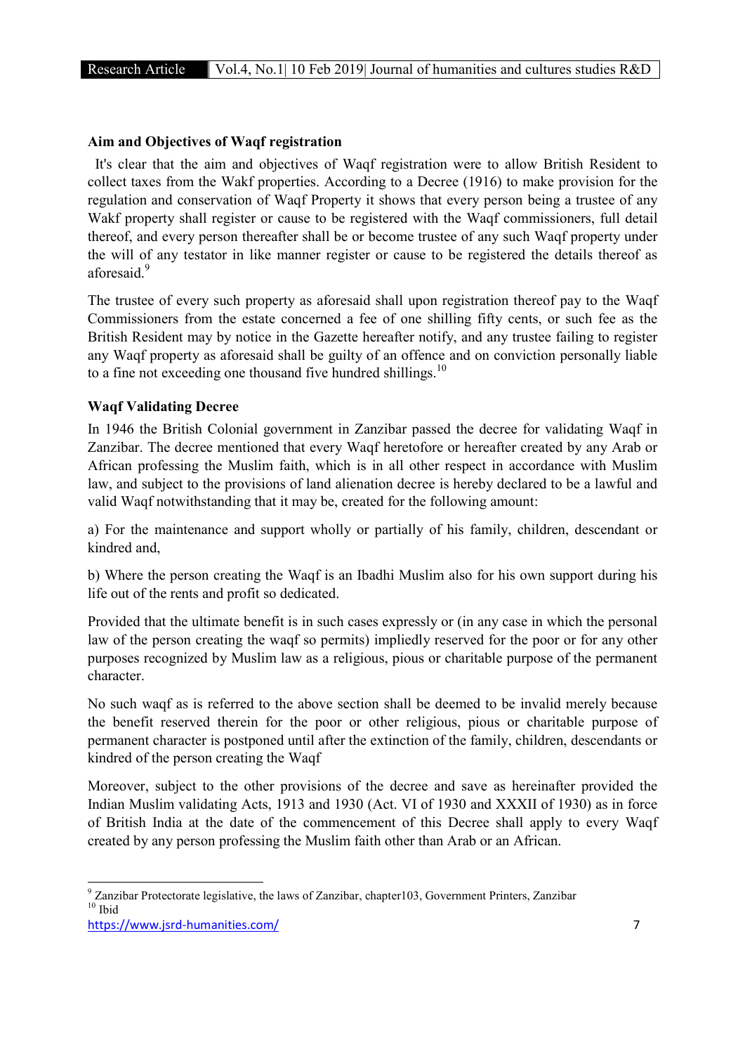**Aim and Objectives of Waqf registration**

It's clear that the aim and objectives of Waqf registration were to allow British Resident to collect taxes from the Wakf properties. According to a Decree (1916) to make provision for the regulation and conservation of Waqf Property it shows that every person being a trustee of any Wakf property shall register or cause to be registered with the Waqf commissioners, full detail thereof, and every person thereafter shall be or become trustee of any such Waqf property under the will of any testator in like manner register or cause to be registered the details thereof as aforesaid.[9]

The trustee of every such property as aforesaid shall upon registration thereof pay to the Waqf Commissioners from the estate concerned a fee of one shilling fifty cents, or such fee as the British Resident may by notice in the Gazette hereafter notify, and any trustee failing to register any Waqf property as aforesaid shall be guilty of an offence and on conviction personally liable to a fine not exceeding one thousand five hundred shillings.[10]

**Waqf Validating Decree**

In 1946 the British Colonial government in Zanzibar passed the decree for validating Waqf in Zanzibar. The decree mentioned that every Waqf heretofore or hereafter created by any Arab or African professing the Muslim faith, which is in all other respect in accordance with Muslim law, and subject to the provisions of land alienation decree is hereby declared to be a lawful and valid Waqf notwithstanding that it may be, created for the following amount:

a) For the maintenance and support wholly or partially of his family, children, descendant or kindred and,

b) Where the person creating the Waqf is an Ibadhi Muslim also for his own support during his life out of the rents and profit so dedicated.

Provided that the ultimate benefit is in such cases expressly or (in any case in which the personal law of the person creating the waqf so permits) impliedly reserved for the poor or for any other purposes recognized by Muslim law as a religious, pious or charitable purpose of the permanent character.

No such waqf as is referred to the above section shall be deemed to be invalid merely because the benefit reserved therein for the poor or other religious, pious or charitable purpose of permanent character is postponed until after the extinction of the family, children, descendants or kindred of the person creating the Waqf

Moreover, subject to the other provisions of the decree and save as hereinafter provided the Indian Muslim validating Acts, 1913 and 1930 (Act. VI of 1930 and XXXII of 1930) as in force of British India at the date of the commencement of this Decree shall apply to every Waqf created by any person professing the Muslim faith other than Arab or an African.

---

[9] Zanzibar Protectorate legislative, the laws of Zanzibar, chapter103, Government Printers, Zanzibar

[10] Ibid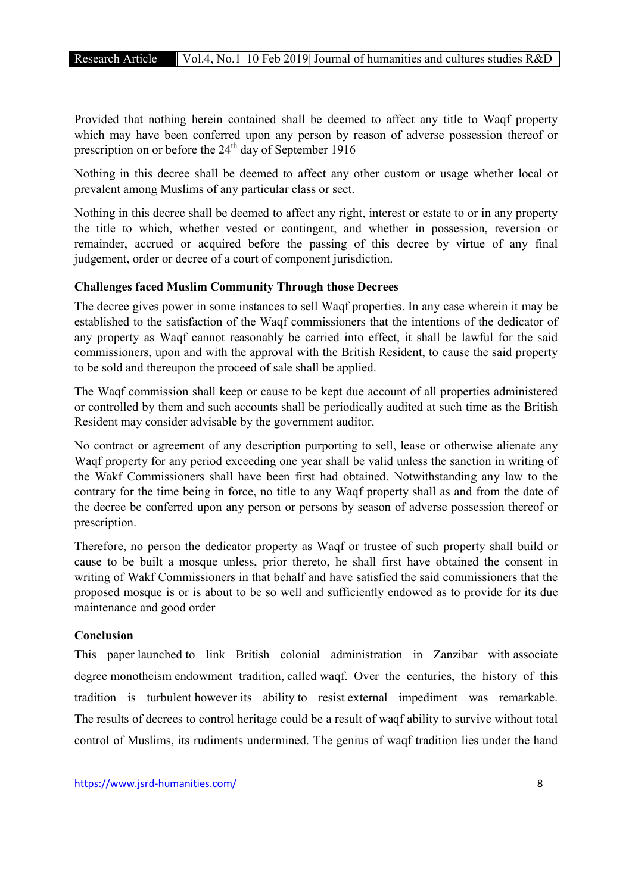Provided that nothing herein contained shall be deemed to affect any title to Waqf property which may have been conferred upon any person by reason of adverse possession thereof or prescription on or before the 24th day of September 1916

Nothing in this decree shall be deemed to affect any other custom or usage whether local or prevalent among Muslims of any particular class or sect.

Nothing in this decree shall be deemed to affect any right, interest or estate to or in any property the title to which, whether vested or contingent, and whether in possession, reversion or remainder, accrued or acquired before the passing of this decree by virtue of any final judgement, order or decree of a court of component jurisdiction.

**Challenges faced Muslim Community Through those Decrees**

The decree gives power in some instances to sell Waqf properties. In any case wherein it may be established to the satisfaction of the Waqf commissioners that the intentions of the dedicator of any property as Waqf cannot reasonably be carried into effect, it shall be lawful for the said commissioners, upon and with the approval with the British Resident, to cause the said property to be sold and thereupon the proceed of sale shall be applied.

The Waqf commission shall keep or cause to be kept due account of all properties administered or controlled by them and such accounts shall be periodically audited at such time as the British Resident may consider advisable by the government auditor.

No contract or agreement of any description purporting to sell, lease or otherwise alienate any Waqf property for any period exceeding one year shall be valid unless the sanction in writing of the Wakf Commissioners shall have been first had obtained. Notwithstanding any law to the contrary for the time being in force, no title to any Waqf property shall as and from the date of the decree be conferred upon any person or persons by season of adverse possession thereof or prescription.

Therefore, no person the dedicator property as Waqf or trustee of such property shall build or cause to be built a mosque unless, prior thereto, he shall first have obtained the consent in writing of Wakf Commissioners in that behalf and have satisfied the said commissioners that the proposed mosque is or is about to be so well and sufficiently endowed as to provide for its due maintenance and good order

**Conclusion**

This paper launched to link British colonial administration in Zanzibar with associate degree monotheism endowment tradition, called waqf. Over the centuries, the history of this tradition is turbulent however its ability to resist external impediment was remarkable. The results of decrees to control heritage could be a result of waqf ability to survive without total control of Muslims, its rudiments undermined. The genius of waqf tradition lies under the hand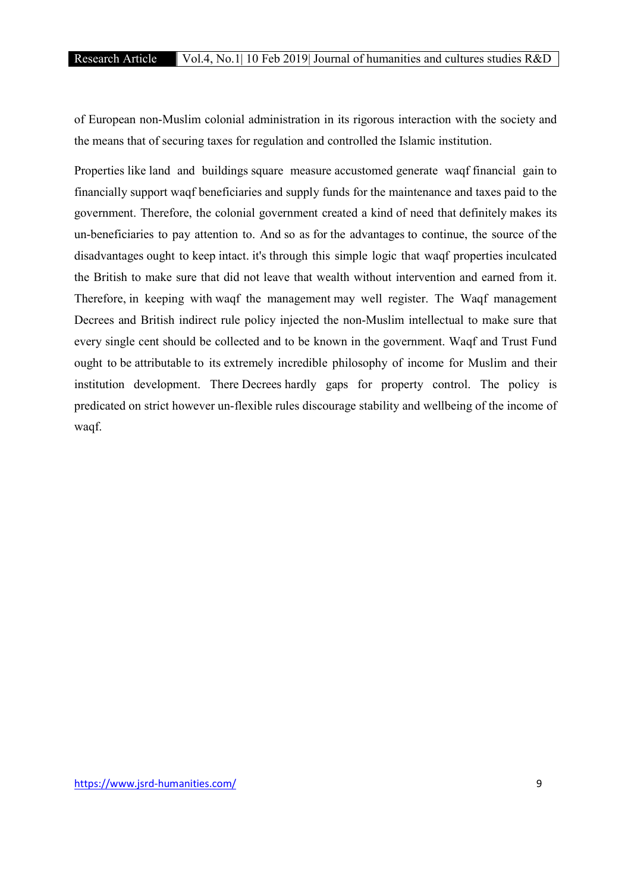of European non-Muslim colonial administration in its rigorous interaction with the society and the means that of securing taxes for regulation and controlled the Islamic institution.

Properties like land and buildings square measure accustomed generate waqf financial gain to financially support waqf beneficiaries and supply funds for the maintenance and taxes paid to the government. Therefore, the colonial government created a kind of need that definitely makes its un-beneficiaries to pay attention to. And so as for the advantages to continue, the source of the disadvantages ought to keep intact. it's through this simple logic that waqf properties inculcated the British to make sure that did not leave that wealth without intervention and earned from it. Therefore, in keeping with waqf the management may well register. The Waqf management Decrees and British indirect rule policy injected the non-Muslim intellectual to make sure that every single cent should be collected and to be known in the government. Waqf and Trust Fund ought to be attributable to its extremely incredible philosophy of income for Muslim and their institution development. There Decrees hardly gaps for property control. The policy is predicated on strict however un-flexible rules discourage stability and wellbeing of the income of waqf.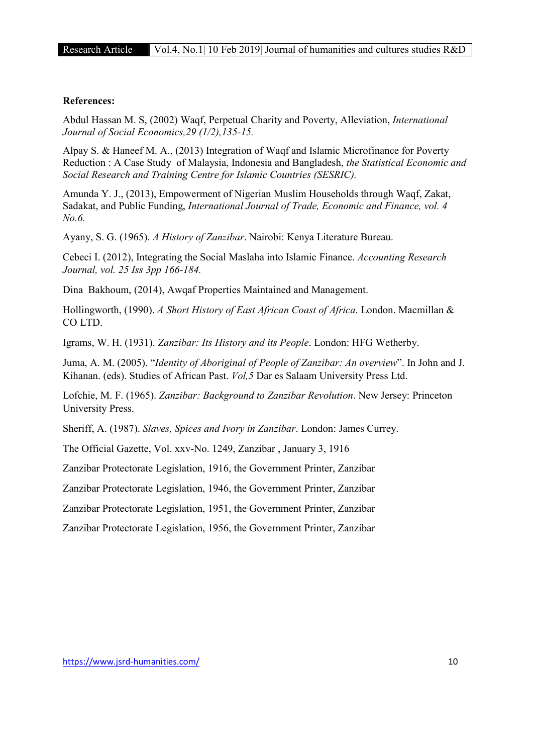**References:**

Abdul Hassan M. S, (2002) Waqf, Perpetual Charity and Poverty, Alleviation, *International Journal of Social Economics,29 (1/2),135-15.*

Alpay S. & Haneef M. A., (2013) Integration of Waqf and Islamic Microfinance for Poverty Reduction : A Case Study of Malaysia, Indonesia and Bangladesh, *the Statistical Economic and Social Research and Training Centre for Islamic Countries (SESRIC).*

Amunda Y. J., (2013), Empowerment of Nigerian Muslim Households through Waqf, Zakat, Sadakat, and Public Funding, *International Journal of Trade, Economic and Finance, vol. 4 No.6.*

Ayany, S. G. (1965). *A History of Zanzibar*. Nairobi: Kenya Literature Bureau.

Cebeci I. (2012), Integrating the Social Maslaha into Islamic Finance. *Accounting Research Journal, vol. 25 Iss 3pp 166-184.*

Dina Bakhoum, (2014), Awqaf Properties Maintained and Management.

Hollingworth, (1990). *A Short History of East African Coast of Africa*. London. Macmillan & CO LTD.

Igrams, W. H. (1931). *Zanzibar: Its History and its People*. London: HFG Wetherby.

Juma, A. M. (2005). "*Identity of Aboriginal of People of Zanzibar: An overview*". In John and J. Kihanan. (eds). Studies of African Past. *Vol,5* Dar es Salaam University Press Ltd.

Lofchie, M. F. (1965). *Zanzibar: Background to Zanzibar Revolution*. New Jersey: Princeton University Press.

Sheriff, A. (1987). *Slaves, Spices and Ivory in Zanzibar*. London: James Currey.

The Official Gazette, Vol. xxv-No. 1249, Zanzibar , January 3, 1916

Zanzibar Protectorate Legislation, 1916, the Government Printer, Zanzibar

Zanzibar Protectorate Legislation, 1946, the Government Printer, Zanzibar

Zanzibar Protectorate Legislation, 1951, the Government Printer, Zanzibar

Zanzibar Protectorate Legislation, 1956, the Government Printer, Zanzibar